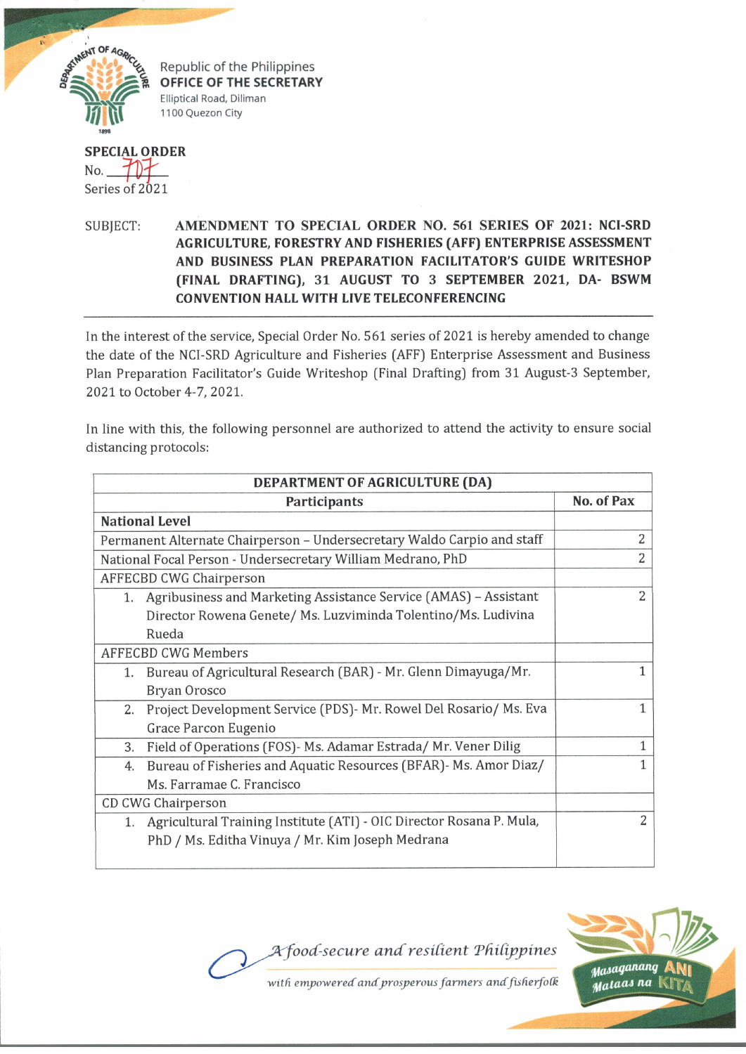Republic of the Philippines
**OFFICE OF THE SECRETARY**
Elliptical Road, Diliman
1100 Quezon City

**SPECIAL ORDER**
No. 707
Series of 2021

SUBJECT: **AMENDMENT TO SPECIAL ORDER NO. 561 SERIES OF 2021: NCI-SRD AGRICULTURE, FORESTRY AND FISHERIES (AFF) ENTERPRISE ASSESSMENT AND BUSINESS PLAN PREPARATION FACILITATOR'S GUIDE WRITESHOP (FINAL DRAFTING), 31 AUGUST TO 3 SEPTEMBER 2021, DA- BSWM CONVENTION HALL WITH LIVE TELECONFERENCING**

---

In the interest of the service, Special Order No. 561 series of 2021 is hereby amended to change the date of the NCI-SRD Agriculture and Fisheries (AFF) Enterprise Assessment and Business Plan Preparation Facilitator's Guide Writeshop (Final Drafting) from 31 August-3 September, 2021 to October 4-7, 2021.

In line with this, the following personnel are authorized to attend the activity to ensure social distancing protocols:

| DEPARTMENT OF AGRICULTURE (DA) | |
|---|---|
| **Participants** | **No. of Pax** |
| **National Level** | |
| Permanent Alternate Chairperson – Undersecretary Waldo Carpio and staff | 2 |
| National Focal Person - Undersecretary William Medrano, PhD | 2 |
| AFFECBD CWG Chairperson | |
| 1. Agribusiness and Marketing Assistance Service (AMAS) – Assistant Director Rowena Genete/ Ms. Luzviminda Tolentino/Ms. Ludivina Rueda | 2 |
| AFFECBD CWG Members | |
| 1. Bureau of Agricultural Research (BAR) - Mr. Glenn Dimayuga/Mr. Bryan Orosco | 1 |
| 2. Project Development Service (PDS)- Mr. Rowel Del Rosario/ Ms. Eva Grace Parcon Eugenio | 1 |
| 3. Field of Operations (FOS)- Ms. Adamar Estrada/ Mr. Vener Dilig | 1 |
| 4. Bureau of Fisheries and Aquatic Resources (BFAR)- Ms. Amor Diaz/ Ms. Farramae C. Francisco | 1 |
| CD CWG Chairperson | |
| 1. Agricultural Training Institute (ATI) - OIC Director Rosana P. Mula, PhD / Ms. Editha Vinuya / Mr. Kim Joseph Medrana | 2 |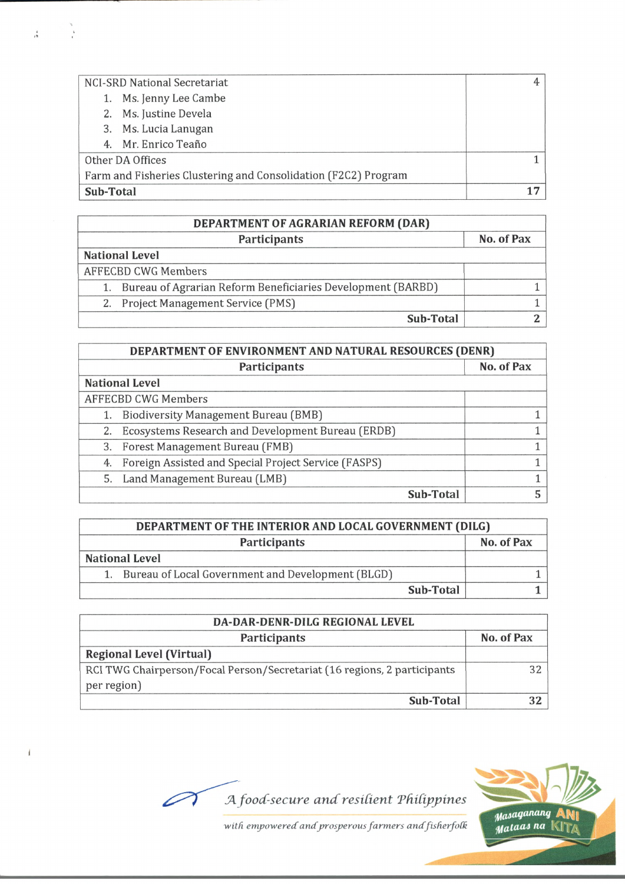| | |
|---|---|
| NCI-SRD National Secretariat<br>1. Ms. Jenny Lee Cambe<br>2. Ms. Justine Devela<br>3. Ms. Lucia Lanugan<br>4. Mr. Enrico Teaño | 4 |
| Other DA Offices<br>Farm and Fisheries Clustering and Consolidation (F2C2) Program | 1 |
| **Sub-Total** | **17** |

| **DEPARTMENT OF AGRARIAN REFORM (DAR)** | |
|---|---|
| **Participants** | **No. of Pax** |
| **National Level** | |
| AFFECBD CWG Members | |
| 1. Bureau of Agrarian Reform Beneficiaries Development (BARBD) | 1 |
| 2. Project Management Service (PMS) | 1 |
| **Sub-Total** | **2** |

| **DEPARTMENT OF ENVIRONMENT AND NATURAL RESOURCES (DENR)** | |
|---|---|
| **Participants** | **No. of Pax** |
| **National Level** | |
| AFFECBD CWG Members | |
| 1. Biodiversity Management Bureau (BMB) | 1 |
| 2. Ecosystems Research and Development Bureau (ERDB) | 1 |
| 3. Forest Management Bureau (FMB) | 1 |
| 4. Foreign Assisted and Special Project Service (FASPS) | 1 |
| 5. Land Management Bureau (LMB) | 1 |
| **Sub-Total** | **5** |

| **DEPARTMENT OF THE INTERIOR AND LOCAL GOVERNMENT (DILG)** | |
|---|---|
| **Participants** | **No. of Pax** |
| **National Level** | |
| 1. Bureau of Local Government and Development (BLGD) | 1 |
| **Sub-Total** | **1** |

| **DA-DAR-DENR-DILG REGIONAL LEVEL** | |
|---|---|
| **Participants** | **No. of Pax** |
| **Regional Level (Virtual)** | |
| RCI TWG Chairperson/Focal Person/Secretariat (16 regions, 2 participants per region) | 32 |
| **Sub-Total** | **32** |

*A food-secure and resilient Philippines*

*with empowered and prosperous farmers and fisherfolk*

Masaganang ANI Mataas na KITA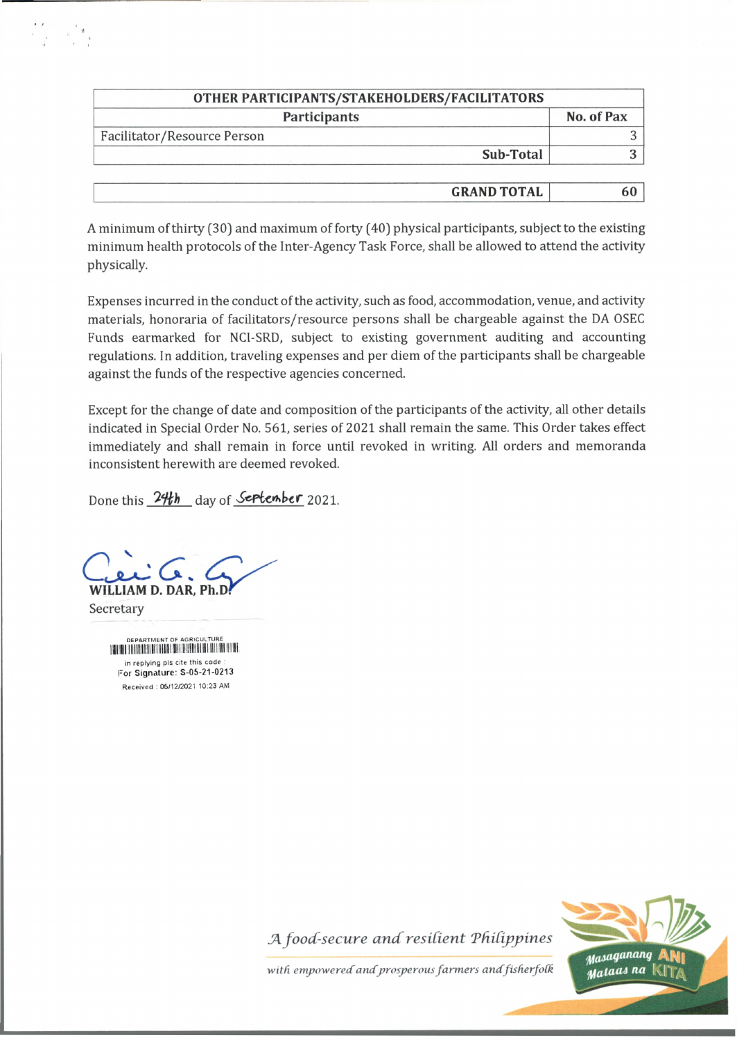| OTHER PARTICIPANTS/STAKEHOLDERS/FACILITATORS | |
|---|---|
| **Participants** | **No. of Pax** |
| Facilitator/Resource Person | 3 |
| **Sub-Total** | **3** |
| **GRAND TOTAL** | **60** |

A minimum of thirty (30) and maximum of forty (40) physical participants, subject to the existing minimum health protocols of the Inter-Agency Task Force, shall be allowed to attend the activity physically.

Expenses incurred in the conduct of the activity, such as food, accommodation, venue, and activity materials, honoraria of facilitators/resource persons shall be chargeable against the DA OSEC Funds earmarked for NCI-SRD, subject to existing government auditing and accounting regulations. In addition, traveling expenses and per diem of the participants shall be chargeable against the funds of the respective agencies concerned.

Except for the change of date and composition of the participants of the activity, all other details indicated in Special Order No. 561, series of 2021 shall remain the same. This Order takes effect immediately and shall remain in force until revoked in writing. All orders and memoranda inconsistent herewith are deemed revoked.

Done this 24th day of September 2021.

**WILLIAM D. DAR, Ph.D.**
Secretary

DEPARTMENT OF AGRICULTURE
in replying pls cite this code :
For Signature: S-05-21-0213
Received : 05/12/2021 10:23 AM

*A food-secure and resilient Philippines with empowered and prosperous farmers and fisherfolk*

Masaganang ANI Mataas na KITA